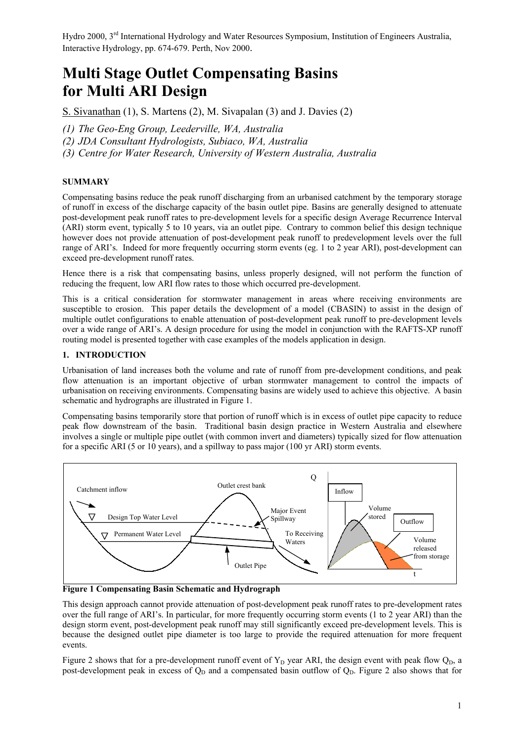Hydro 2000, 3rd International Hydrology and Water Resources Symposium, Institution of Engineers Australia, Interactive Hydrology, pp. 674-679. Perth, Nov 2000.

# Multi Stage Outlet Compensating Basins for Multi ARI Design

S. Sivanathan (1), S. Martens (2), M. Sivapalan (3) and J. Davies (2)

*(1) The Geo-Eng Group, Leederville, WA, Australia*
*(2) JDA Consultant Hydrologists, Subiaco, WA, Australia*
*(3) Centre for Water Research, University of Western Australia, Australia*

## SUMMARY

Compensating basins reduce the peak runoff discharging from an urbanised catchment by the temporary storage of runoff in excess of the discharge capacity of the basin outlet pipe. Basins are generally designed to attenuate post-development peak runoff rates to pre-development levels for a specific design Average Recurrence Interval (ARI) storm event, typically 5 to 10 years, via an outlet pipe. Contrary to common belief this design technique however does not provide attenuation of post-development peak runoff to predevelopment levels over the full range of ARI's. Indeed for more frequently occurring storm events (eg. 1 to 2 year ARI), post-development can exceed pre-development runoff rates.

Hence there is a risk that compensating basins, unless properly designed, will not perform the function of reducing the frequent, low ARI flow rates to those which occurred pre-development.

This is a critical consideration for stormwater management in areas where receiving environments are susceptible to erosion. This paper details the development of a model (CBASIN) to assist in the design of multiple outlet configurations to enable attenuation of post-development peak runoff to pre-development levels over a wide range of ARI's. A design procedure for using the model in conjunction with the RAFTS-XP runoff routing model is presented together with case examples of the models application in design.

## 1. INTRODUCTION

Urbanisation of land increases both the volume and rate of runoff from pre-development conditions, and peak flow attenuation is an important objective of urban stormwater management to control the impacts of urbanisation on receiving environments. Compensating basins are widely used to achieve this objective. A basin schematic and hydrographs are illustrated in Figure 1.

Compensating basins temporarily store that portion of runoff which is in excess of outlet pipe capacity to reduce peak flow downstream of the basin. Traditional basin design practice in Western Australia and elsewhere involves a single or multiple pipe outlet (with common invert and diameters) typically sized for flow attenuation for a specific ARI (5 or 10 years), and a spillway to pass major (100 yr ARI) storm events.

**Figure 1 Compensating Basin Schematic and Hydrograph**

This design approach cannot provide attenuation of post-development peak runoff rates to pre-development rates over the full range of ARI's. In particular, for more frequently occurring storm events (1 to 2 year ARI) than the design storm event, post-development peak runoff may still significantly exceed pre-development levels. This is because the designed outlet pipe diameter is too large to provide the required attenuation for more frequent events.

Figure 2 shows that for a pre-development runoff event of $Y_D$ year ARI, the design event with peak flow $Q_D$, a post-development peak in excess of $Q_D$ and a compensated basin outflow of $Q_D$. Figure 2 also shows that for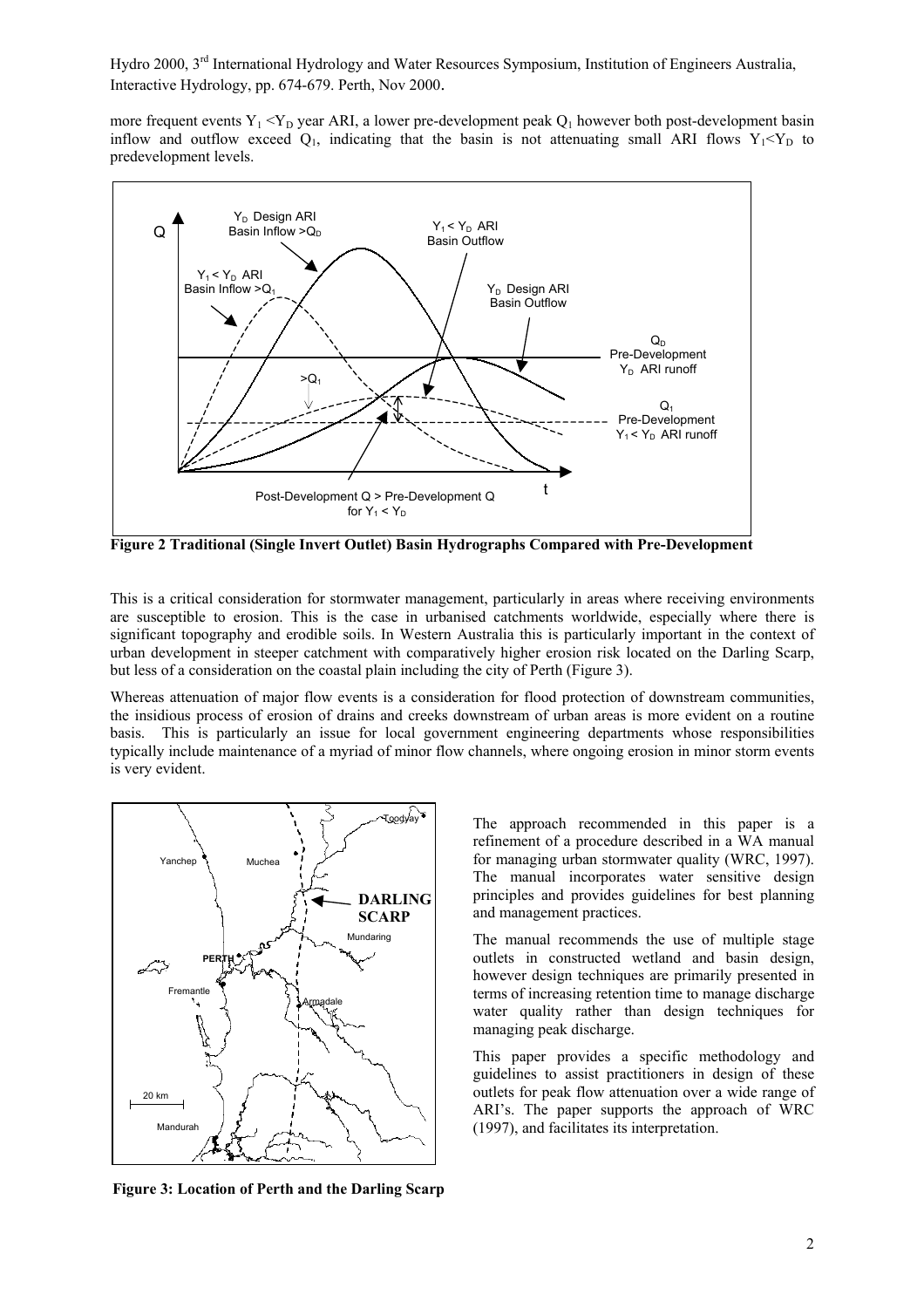more frequent events $Y_1 < Y_D$ year ARI, a lower pre-development peak $Q_1$ however both post-development basin inflow and outflow exceed $Q_1$, indicating that the basin is not attenuating small ARI flows $Y_1 < Y_D$ to predevelopment levels.

**Figure 2 Traditional (Single Invert Outlet) Basin Hydrographs Compared with Pre-Development**

This is a critical consideration for stormwater management, particularly in areas where receiving environments are susceptible to erosion. This is the case in urbanised catchments worldwide, especially where there is significant topography and erodible soils. In Western Australia this is particularly important in the context of urban development in steeper catchment with comparatively higher erosion risk located on the Darling Scarp, but less of a consideration on the coastal plain including the city of Perth (Figure 3).

Whereas attenuation of major flow events is a consideration for flood protection of downstream communities, the insidious process of erosion of drains and creeks downstream of urban areas is more evident on a routine basis. This is particularly an issue for local government engineering departments whose responsibilities typically include maintenance of a myriad of minor flow channels, where ongoing erosion in minor storm events is very evident.

**Figure 3: Location of Perth and the Darling Scarp**

The approach recommended in this paper is a refinement of a procedure described in a WA manual for managing urban stormwater quality (WRC, 1997). The manual incorporates water sensitive design principles and provides guidelines for best planning and management practices.

The manual recommends the use of multiple stage outlets in constructed wetland and basin design, however design techniques are primarily presented in terms of increasing retention time to manage discharge water quality rather than design techniques for managing peak discharge.

This paper provides a specific methodology and guidelines to assist practitioners in design of these outlets for peak flow attenuation over a wide range of ARI's. The paper supports the approach of WRC (1997), and facilitates its interpretation.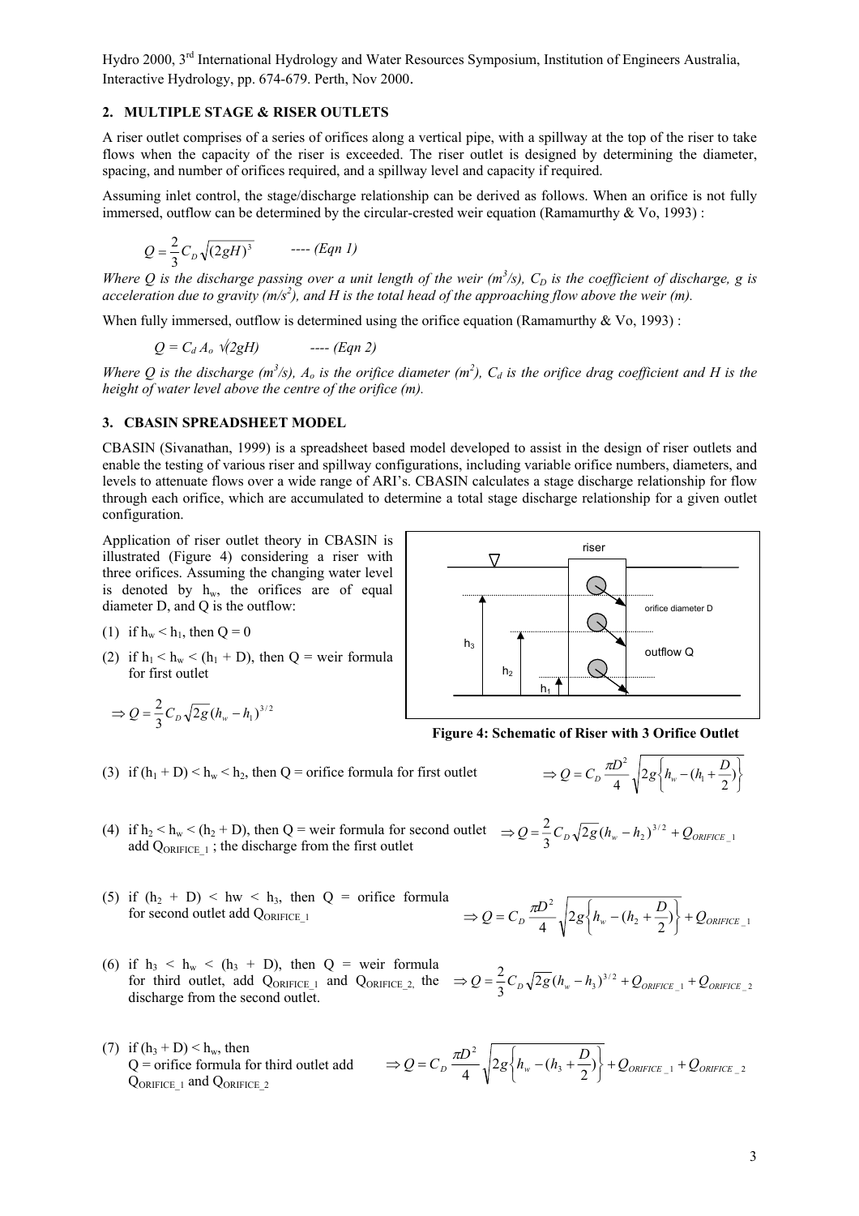## 2. MULTIPLE STAGE & RISER OUTLETS

A riser outlet comprises of a series of orifices along a vertical pipe, with a spillway at the top of the riser to take flows when the capacity of the riser is exceeded. The riser outlet is designed by determining the diameter, spacing, and number of orifices required, and a spillway level and capacity if required.

Assuming inlet control, the stage/discharge relationship can be derived as follows. When an orifice is not fully immersed, outflow can be determined by the circular-crested weir equation (Ramamurthy & Vo, 1993) :

$$Q = \frac{2}{3} C_D \sqrt{(2gH)^3} \qquad \text{---- (Eqn 1)}$$

*Where Q is the discharge passing over a unit length of the weir ($m^3/s$), $C_D$ is the coefficient of discharge, g is acceleration due to gravity ($m/s^2$), and H is the total head of the approaching flow above the weir (m).*

When fully immersed, outflow is determined using the orifice equation (Ramamurthy & Vo, 1993) :

$$Q = C_d A_o \sqrt{(2gH)} \qquad \text{---- (Eqn 2)}$$

*Where Q is the discharge ($m^3/s$), $A_o$ is the orifice diameter ($m^2$), $C_d$ is the orifice drag coefficient and H is the height of water level above the centre of the orifice (m).*

## 3. CBASIN SPREADSHEET MODEL

CBASIN (Sivanathan, 1999) is a spreadsheet based model developed to assist in the design of riser outlets and enable the testing of various riser and spillway configurations, including variable orifice numbers, diameters, and levels to attenuate flows over a wide range of ARI's. CBASIN calculates a stage discharge relationship for flow through each orifice, which are accumulated to determine a total stage discharge relationship for a given outlet configuration.

Application of riser outlet theory in CBASIN is illustrated (Figure 4) considering a riser with three orifices. Assuming the changing water level is denoted by $h_w$, the orifices are of equal diameter D, and Q is the outflow:

(1) if $h_w < h_1$, then Q = 0

(2) if $h_1 < h_w < (h_1 + D)$, then Q = weir formula for first outlet

$$\Rightarrow Q = \frac{2}{3} C_D \sqrt{2g} (h_w - h_1)^{3/2}$$

**Figure 4: Schematic of Riser with 3 Orifice Outlet**

(3) if $(h_1 + D) < h_w < h_2$, then Q = orifice formula for first outlet

$$\Rightarrow Q = C_D \frac{\pi D^2}{4} \sqrt{2g\left\{h_w - (h_1 + \frac{D}{2})\right\}}$$

(4) if $h_2 < h_w < (h_2 + D)$, then Q = weir formula for second outlet add $Q_{ORIFICE\_1}$ ; the discharge from the first outlet

$$\Rightarrow Q = \frac{2}{3} C_D \sqrt{2g} (h_w - h_2)^{3/2} + Q_{ORIFICE\_1}$$

(5) if $(h_2 + D) < hw < h_3$, then Q = orifice formula for second outlet add $Q_{ORIFICE\_1}$

$$\Rightarrow Q = C_D \frac{\pi D^2}{4} \sqrt{2g\left\{h_w - (h_2 + \frac{D}{2})\right\}} + Q_{ORIFICE\_1}$$

(6) if $h_3 < h_w < (h_3 + D)$, then Q = weir formula for third outlet, add $Q_{ORIFICE\_1}$ and $Q_{ORIFICE\_2}$, the discharge from the second outlet.

$$\Rightarrow Q = \frac{2}{3} C_D \sqrt{2g} (h_w - h_3)^{3/2} + Q_{ORIFICE\_1} + Q_{ORIFICE\_2}$$

(7) if $(h_3 + D) < h_w$, then Q = orifice formula for third outlet add $Q_{ORIFICE\_1}$ and $Q_{ORIFICE\_2}$

$$\Rightarrow Q = C_D \frac{\pi D^2}{4} \sqrt{2g\left\{h_w - (h_3 + \frac{D}{2})\right\}} + Q_{ORIFICE\_1} + Q_{ORIFICE\_2}$$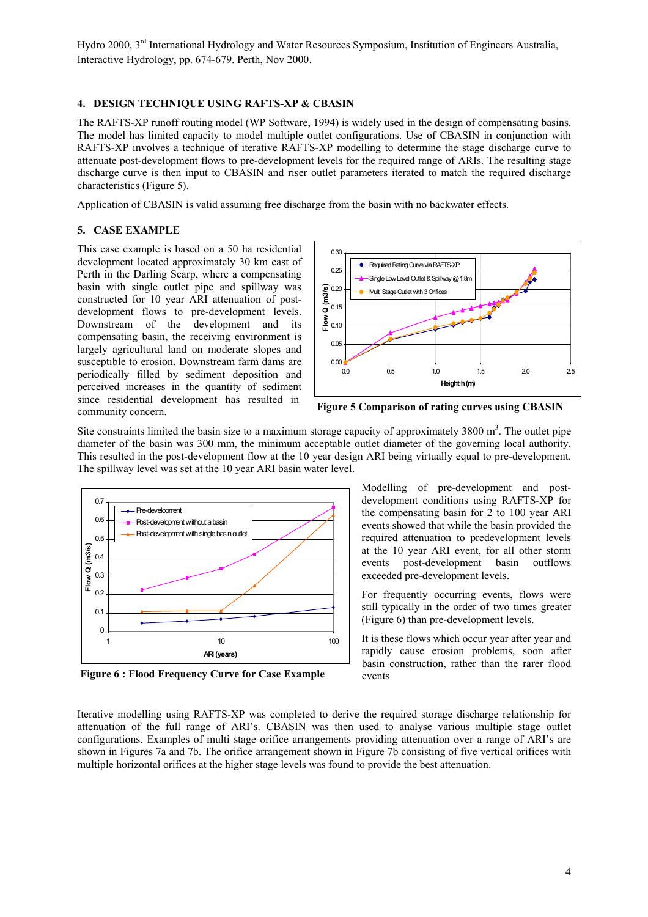## 4. DESIGN TECHNIQUE USING RAFTS-XP & CBASIN

The RAFTS-XP runoff routing model (WP Software, 1994) is widely used in the design of compensating basins. The model has limited capacity to model multiple outlet configurations. Use of CBASIN in conjunction with RAFTS-XP involves a technique of iterative RAFTS-XP modelling to determine the stage discharge curve to attenuate post-development flows to pre-development levels for the required range of ARIs. The resulting stage discharge curve is then input to CBASIN and riser outlet parameters iterated to match the required discharge characteristics (Figure 5).

Application of CBASIN is valid assuming free discharge from the basin with no backwater effects.

## 5. CASE EXAMPLE

This case example is based on a 50 ha residential development located approximately 30 km east of Perth in the Darling Scarp, where a compensating basin with single outlet pipe and spillway was constructed for 10 year ARI attenuation of post-development flows to pre-development levels. Downstream of the development and its compensating basin, the receiving environment is largely agricultural land on moderate slopes and susceptible to erosion. Downstream farm dams are periodically filled by sediment deposition and perceived increases in the quantity of sediment since residential development has resulted in community concern.

**Figure 5 Comparison of rating curves using CBASIN**

Site constraints limited the basin size to a maximum storage capacity of approximately 3800 m$^3$. The outlet pipe diameter of the basin was 300 mm, the minimum acceptable outlet diameter of the governing local authority. This resulted in the post-development flow at the 10 year design ARI being virtually equal to pre-development. The spillway level was set at the 10 year ARI basin water level.

**Figure 6 : Flood Frequency Curve for Case Example**

Modelling of pre-development and post-development conditions using RAFTS-XP for the compensating basin for 2 to 100 year ARI events showed that while the basin provided the required attenuation to predevelopment levels at the 10 year ARI event, for all other storm events post-development basin outflows exceeded pre-development levels.

For frequently occurring events, flows were still typically in the order of two times greater (Figure 6) than pre-development levels.

It is these flows which occur year after year and rapidly cause erosion problems, soon after basin construction, rather than the rarer flood events

Iterative modelling using RAFTS-XP was completed to derive the required storage discharge relationship for attenuation of the full range of ARI's. CBASIN was then used to analyse various multiple stage outlet configurations. Examples of multi stage orifice arrangements providing attenuation over a range of ARI's are shown in Figures 7a and 7b. The orifice arrangement shown in Figure 7b consisting of five vertical orifices with multiple horizontal orifices at the higher stage levels was found to provide the best attenuation.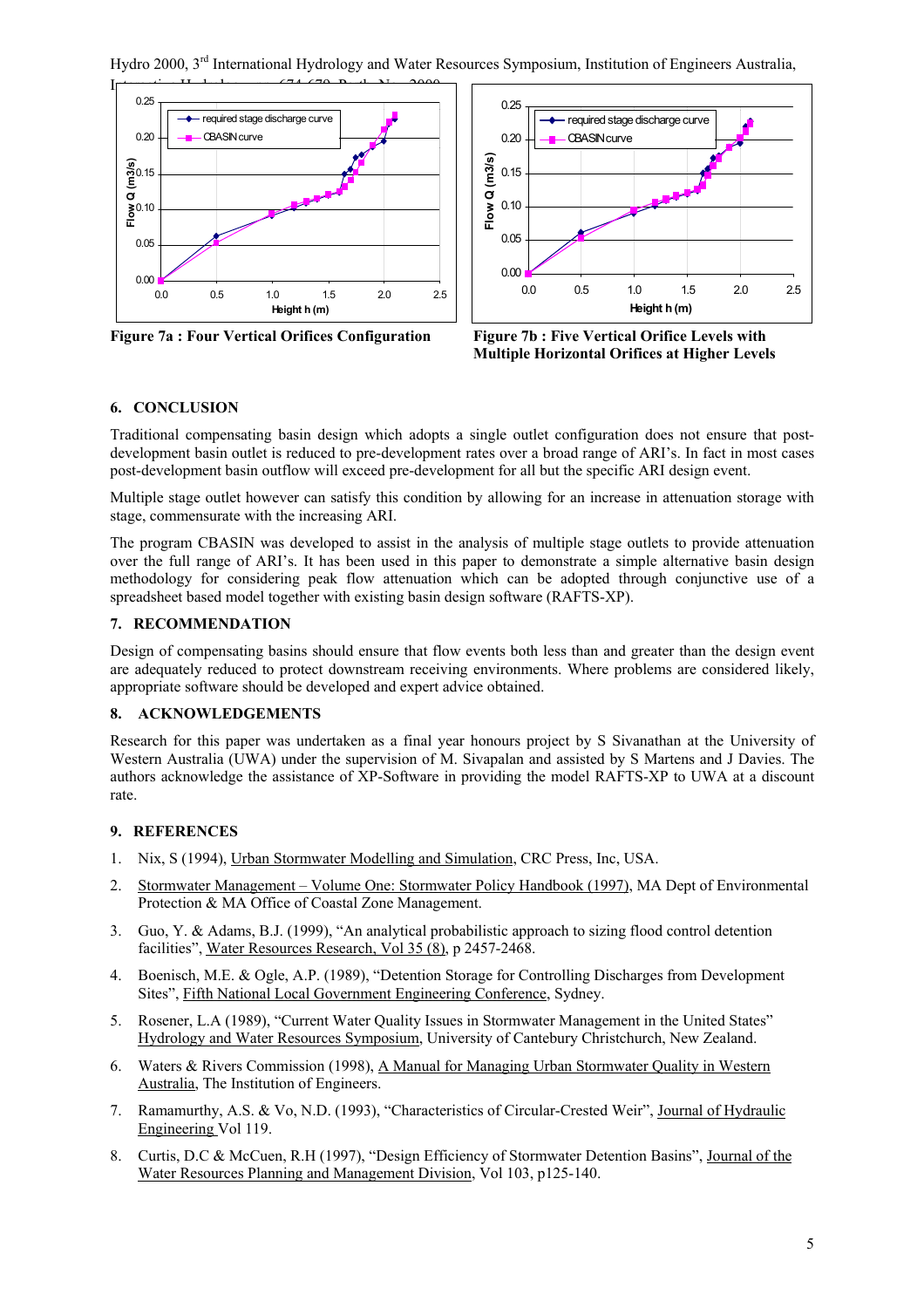Figure 7a : Four Vertical Orifices Configuration

Figure 7b : Five Vertical Orifice Levels with Multiple Horizontal Orifices at Higher Levels

## 6. CONCLUSION

Traditional compensating basin design which adopts a single outlet configuration does not ensure that post-development basin outlet is reduced to pre-development rates over a broad range of ARI's. In fact in most cases post-development basin outflow will exceed pre-development for all but the specific ARI design event.

Multiple stage outlet however can satisfy this condition by allowing for an increase in attenuation storage with stage, commensurate with the increasing ARI.

The program CBASIN was developed to assist in the analysis of multiple stage outlets to provide attenuation over the full range of ARI's. It has been used in this paper to demonstrate a simple alternative basin design methodology for considering peak flow attenuation which can be adopted through conjunctive use of a spreadsheet based model together with existing basin design software (RAFTS-XP).

## 7. RECOMMENDATION

Design of compensating basins should ensure that flow events both less than and greater than the design event are adequately reduced to protect downstream receiving environments. Where problems are considered likely, appropriate software should be developed and expert advice obtained.

## 8. ACKNOWLEDGEMENTS

Research for this paper was undertaken as a final year honours project by S Sivanathan at the University of Western Australia (UWA) under the supervision of M. Sivapalan and assisted by S Martens and J Davies. The authors acknowledge the assistance of XP-Software in providing the model RAFTS-XP to UWA at a discount rate.

## 9. REFERENCES

1. Nix, S (1994), Urban Stormwater Modelling and Simulation, CRC Press, Inc, USA.
2. Stormwater Management – Volume One: Stormwater Policy Handbook (1997), MA Dept of Environmental Protection & MA Office of Coastal Zone Management.
3. Guo, Y. & Adams, B.J. (1999), "An analytical probabilistic approach to sizing flood control detention facilities", Water Resources Research, Vol 35 (8), p 2457-2468.
4. Boenisch, M.E. & Ogle, A.P. (1989), "Detention Storage for Controlling Discharges from Development Sites", Fifth National Local Government Engineering Conference, Sydney.
5. Rosener, L.A (1989), "Current Water Quality Issues in Stormwater Management in the United States" Hydrology and Water Resources Symposium, University of Cantebury Christchurch, New Zealand.
6. Waters & Rivers Commission (1998), A Manual for Managing Urban Stormwater Quality in Western Australia, The Institution of Engineers.
7. Ramamurthy, A.S. & Vo, N.D. (1993), "Characteristics of Circular-Crested Weir", Journal of Hydraulic Engineering Vol 119.
8. Curtis, D.C & McCuen, R.H (1997), "Design Efficiency of Stormwater Detention Basins", Journal of the Water Resources Planning and Management Division, Vol 103, p125-140.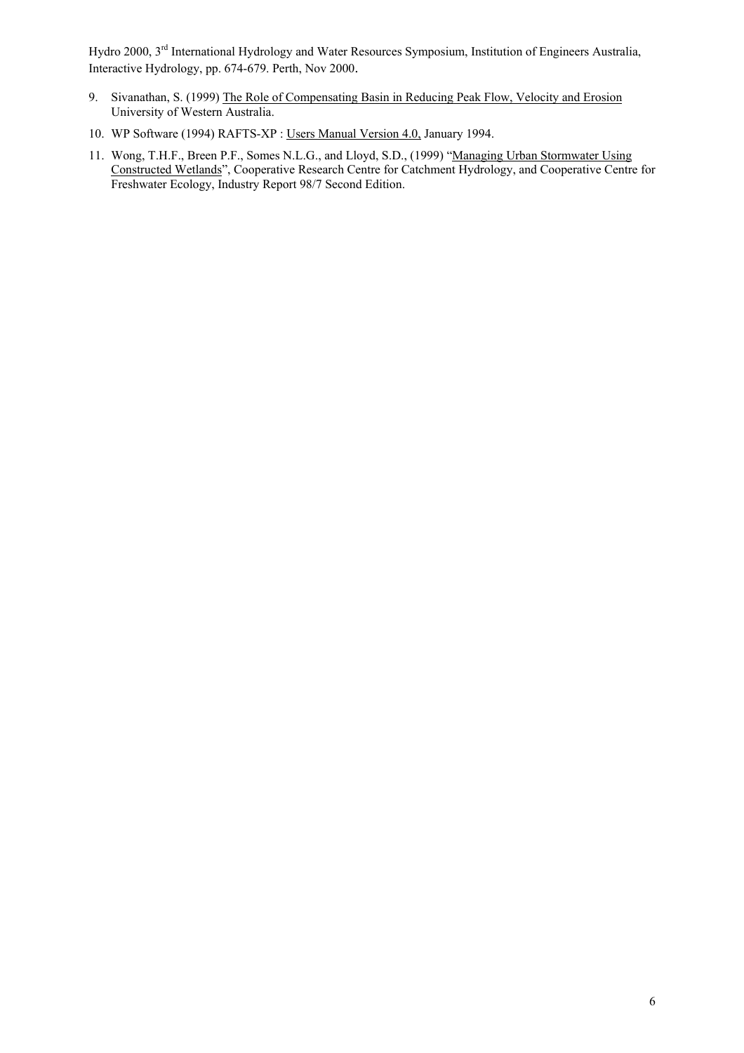Hydro 2000, 3rd International Hydrology and Water Resources Symposium, Institution of Engineers Australia, Interactive Hydrology, pp. 674-679. Perth, Nov 2000.

9. Sivanathan, S. (1999) The Role of Compensating Basin in Reducing Peak Flow, Velocity and Erosion University of Western Australia.
10. WP Software (1994) RAFTS-XP : Users Manual Version 4.0, January 1994.
11. Wong, T.H.F., Breen P.F., Somes N.L.G., and Lloyd, S.D., (1999) "Managing Urban Stormwater Using Constructed Wetlands", Cooperative Research Centre for Catchment Hydrology, and Cooperative Centre for Freshwater Ecology, Industry Report 98/7 Second Edition.